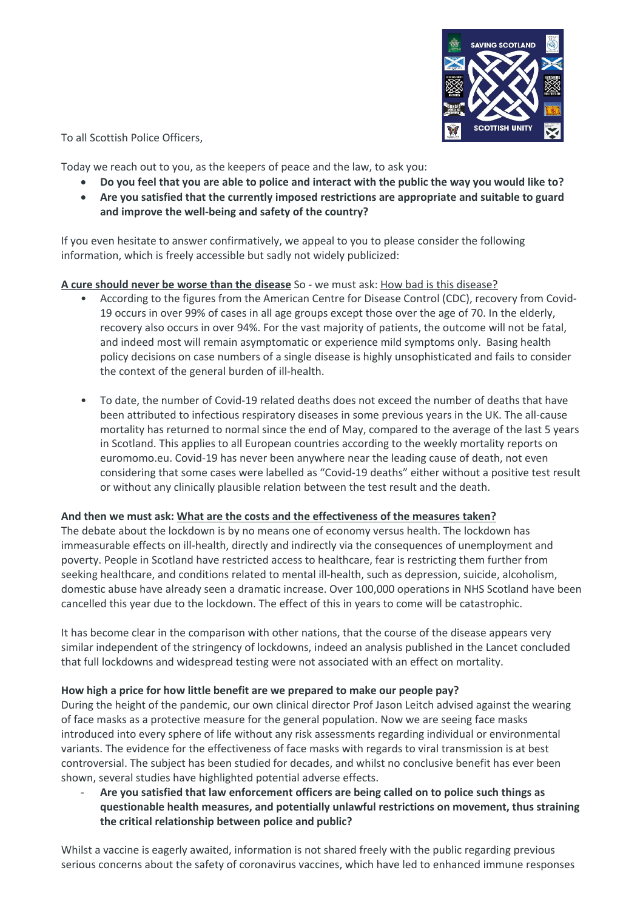To all Scottish Police Officers,

Today we reach out to you, as the keepers of peace and the law, to ask you:

- **Do you feel that you are able to police and interact with the public the way you would like to?**
- **Are you satisfied that the currently imposed restrictions are appropriate and suitable to guard and improve the well-being and safety of the country?**

If you even hesitate to answer confirmatively, we appeal to you to please consider the following information, which is freely accessible but sadly not widely publicized:

**A cure should never be worse than the disease** So - we must ask: How bad is this disease?

- According to the figures from the American Centre for Disease Control (CDC), recovery from Covid-19 occurs in over 99% of cases in all age groups except those over the age of 70. In the elderly, recovery also occurs in over 94%. For the vast majority of patients, the outcome will not be fatal, and indeed most will remain asymptomatic or experience mild symptoms only. Basing health policy decisions on case numbers of a single disease is highly unsophisticated and fails to consider the context of the general burden of ill-health.

- To date, the number of Covid-19 related deaths does not exceed the number of deaths that have been attributed to infectious respiratory diseases in some previous years in the UK. The all-cause mortality has returned to normal since the end of May, compared to the average of the last 5 years in Scotland. This applies to all European countries according to the weekly mortality reports on euromomo.eu. Covid-19 has never been anywhere near the leading cause of death, not even considering that some cases were labelled as "Covid-19 deaths" either without a positive test result or without any clinically plausible relation between the test result and the death.

**And then we must ask: What are the costs and the effectiveness of the measures taken?**

The debate about the lockdown is by no means one of economy versus health. The lockdown has immeasurable effects on ill-health, directly and indirectly via the consequences of unemployment and poverty. People in Scotland have restricted access to healthcare, fear is restricting them further from seeking healthcare, and conditions related to mental ill-health, such as depression, suicide, alcoholism, domestic abuse have already seen a dramatic increase. Over 100,000 operations in NHS Scotland have been cancelled this year due to the lockdown. The effect of this in years to come will be catastrophic.

It has become clear in the comparison with other nations, that the course of the disease appears very similar independent of the stringency of lockdowns, indeed an analysis published in the Lancet concluded that full lockdowns and widespread testing were not associated with an effect on mortality.

**How high a price for how little benefit are we prepared to make our people pay?**

During the height of the pandemic, our own clinical director Prof Jason Leitch advised against the wearing of face masks as a protective measure for the general population. Now we are seeing face masks introduced into every sphere of life without any risk assessments regarding individual or environmental variants. The evidence for the effectiveness of face masks with regards to viral transmission is at best controversial. The subject has been studied for decades, and whilst no conclusive benefit has ever been shown, several studies have highlighted potential adverse effects.

- **Are you satisfied that law enforcement officers are being called on to police such things as questionable health measures, and potentially unlawful restrictions on movement, thus straining the critical relationship between police and public?**

Whilst a vaccine is eagerly awaited, information is not shared freely with the public regarding previous serious concerns about the safety of coronavirus vaccines, which have led to enhanced immune responses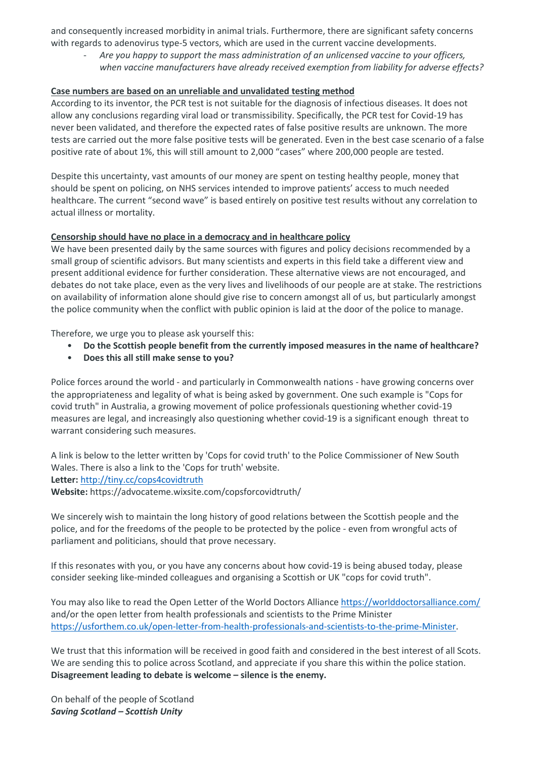and consequently increased morbidity in animal trials. Furthermore, there are significant safety concerns with regards to adenovirus type-5 vectors, which are used in the current vaccine developments.

- *Are you happy to support the mass administration of an unlicensed vaccine to your officers, when vaccine manufacturers have already received exemption from liability for adverse effects?*

**Case numbers are based on an unreliable and unvalidated testing method**

According to its inventor, the PCR test is not suitable for the diagnosis of infectious diseases. It does not allow any conclusions regarding viral load or transmissibility. Specifically, the PCR test for Covid-19 has never been validated, and therefore the expected rates of false positive results are unknown. The more tests are carried out the more false positive tests will be generated. Even in the best case scenario of a false positive rate of about 1%, this will still amount to 2,000 "cases" where 200,000 people are tested.

Despite this uncertainty, vast amounts of our money are spent on testing healthy people, money that should be spent on policing, on NHS services intended to improve patients' access to much needed healthcare. The current "second wave" is based entirely on positive test results without any correlation to actual illness or mortality.

**Censorship should have no place in a democracy and in healthcare policy**

We have been presented daily by the same sources with figures and policy decisions recommended by a small group of scientific advisors. But many scientists and experts in this field take a different view and present additional evidence for further consideration. These alternative views are not encouraged, and debates do not take place, even as the very lives and livelihoods of our people are at stake. The restrictions on availability of information alone should give rise to concern amongst all of us, but particularly amongst the police community when the conflict with public opinion is laid at the door of the police to manage.

Therefore, we urge you to please ask yourself this:

- **Do the Scottish people benefit from the currently imposed measures in the name of healthcare?**
- **Does this all still make sense to you?**

Police forces around the world - and particularly in Commonwealth nations - have growing concerns over the appropriateness and legality of what is being asked by government. One such example is "Cops for covid truth" in Australia, a growing movement of police professionals questioning whether covid-19 measures are legal, and increasingly also questioning whether covid-19 is a significant enough threat to warrant considering such measures.

A link is below to the letter written by 'Cops for covid truth' to the Police Commissioner of New South Wales. There is also a link to the 'Cops for truth' website.

**Letter:** http://tiny.cc/cops4covidtruth

**Website:** https://advocateme.wixsite.com/copsforcovidtruth/

We sincerely wish to maintain the long history of good relations between the Scottish people and the police, and for the freedoms of the people to be protected by the police - even from wrongful acts of parliament and politicians, should that prove necessary.

If this resonates with you, or you have any concerns about how covid-19 is being abused today, please consider seeking like-minded colleagues and organising a Scottish or UK "cops for covid truth".

You may also like to read the Open Letter of the World Doctors Alliance https://worlddoctorsalliance.com/ and/or the open letter from health professionals and scientists to the Prime Minister https://usforthem.co.uk/open-letter-from-health-professionals-and-scientists-to-the-prime-Minister.

We trust that this information will be received in good faith and considered in the best interest of all Scots. We are sending this to police across Scotland, and appreciate if you share this within the police station. **Disagreement leading to debate is welcome – silence is the enemy.**

On behalf of the people of Scotland
***Saving Scotland – Scottish Unity***